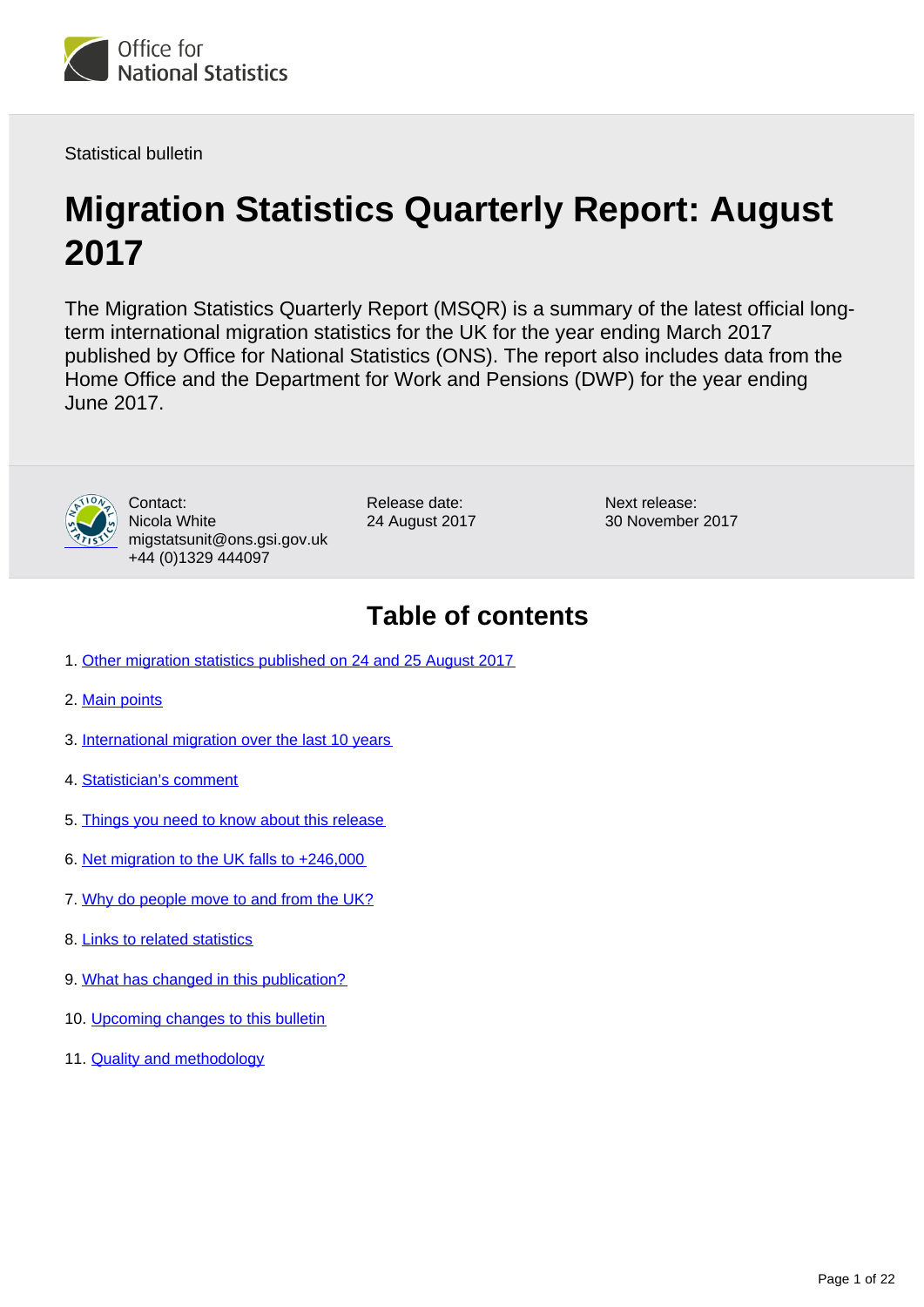Office for National Statistics

Statistical bulletin

# Migration Statistics Quarterly Report: August 2017

The Migration Statistics Quarterly Report (MSQR) is a summary of the latest official long-term international migration statistics for the UK for the year ending March 2017 published by Office for National Statistics (ONS). The report also includes data from the Home Office and the Department for Work and Pensions (DWP) for the year ending June 2017.

Contact:
Nicola White
migstatsunit@ons.gsi.gov.uk
+44 (0)1329 444097

Release date:
24 August 2017

Next release:
30 November 2017

## Table of contents

1. Other migration statistics published on 24 and 25 August 2017
2. Main points
3. International migration over the last 10 years
4. Statistician's comment
5. Things you need to know about this release
6. Net migration to the UK falls to +246,000
7. Why do people move to and from the UK?
8. Links to related statistics
9. What has changed in this publication?
10. Upcoming changes to this bulletin
11. Quality and methodology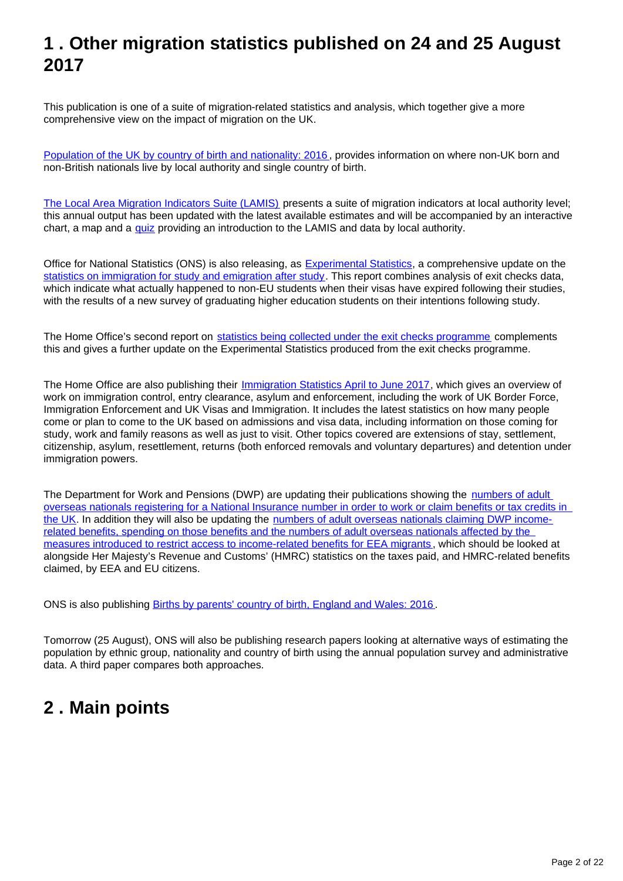## 1 . Other migration statistics published on 24 and 25 August 2017

This publication is one of a suite of migration-related statistics and analysis, which together give a more comprehensive view on the impact of migration on the UK.

Population of the UK by country of birth and nationality: 2016, provides information on where non-UK born and non-British nationals live by local authority and single country of birth.

The Local Area Migration Indicators Suite (LAMIS) presents a suite of migration indicators at local authority level; this annual output has been updated with the latest available estimates and will be accompanied by an interactive chart, a map and a quiz providing an introduction to the LAMIS and data by local authority.

Office for National Statistics (ONS) is also releasing, as Experimental Statistics, a comprehensive update on the statistics on immigration for study and emigration after study. This report combines analysis of exit checks data, which indicate what actually happened to non-EU students when their visas have expired following their studies, with the results of a new survey of graduating higher education students on their intentions following study.

The Home Office's second report on statistics being collected under the exit checks programme complements this and gives a further update on the Experimental Statistics produced from the exit checks programme.

The Home Office are also publishing their Immigration Statistics April to June 2017, which gives an overview of work on immigration control, entry clearance, asylum and enforcement, including the work of UK Border Force, Immigration Enforcement and UK Visas and Immigration. It includes the latest statistics on how many people come or plan to come to the UK based on admissions and visa data, including information on those coming for study, work and family reasons as well as just to visit. Other topics covered are extensions of stay, settlement, citizenship, asylum, resettlement, returns (both enforced removals and voluntary departures) and detention under immigration powers.

The Department for Work and Pensions (DWP) are updating their publications showing the numbers of adult overseas nationals registering for a National Insurance number in order to work or claim benefits or tax credits in the UK. In addition they will also be updating the numbers of adult overseas nationals claiming DWP income-related benefits, spending on those benefits and the numbers of adult overseas nationals affected by the measures introduced to restrict access to income-related benefits for EEA migrants, which should be looked at alongside Her Majesty's Revenue and Customs' (HMRC) statistics on the taxes paid, and HMRC-related benefits claimed, by EEA and EU citizens.

ONS is also publishing Births by parents' country of birth, England and Wales: 2016.

Tomorrow (25 August), ONS will also be publishing research papers looking at alternative ways of estimating the population by ethnic group, nationality and country of birth using the annual population survey and administrative data. A third paper compares both approaches.

## 2 . Main points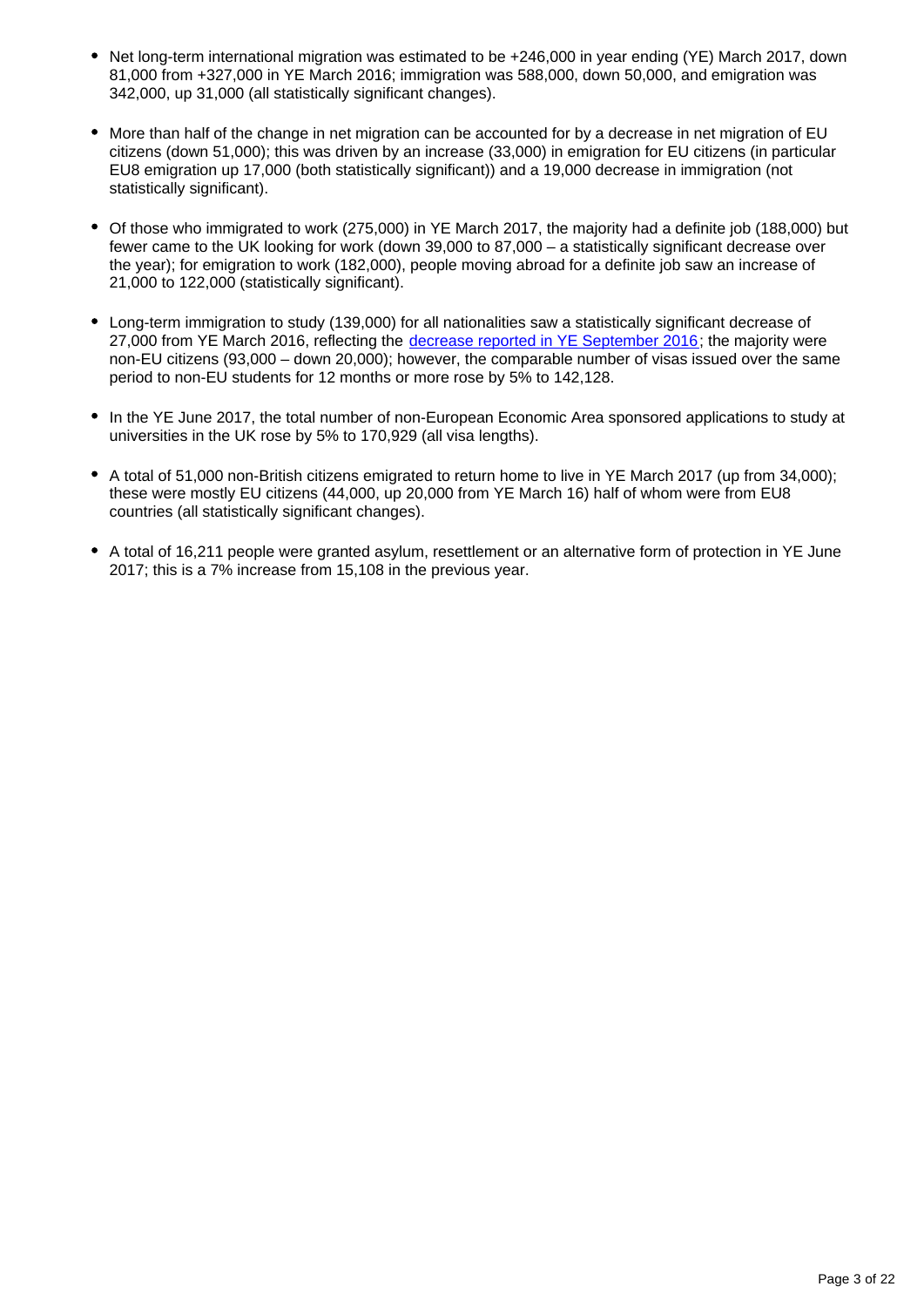- Net long-term international migration was estimated to be +246,000 in year ending (YE) March 2017, down 81,000 from +327,000 in YE March 2016; immigration was 588,000, down 50,000, and emigration was 342,000, up 31,000 (all statistically significant changes).

- More than half of the change in net migration can be accounted for by a decrease in net migration of EU citizens (down 51,000); this was driven by an increase (33,000) in emigration for EU citizens (in particular EU8 emigration up 17,000 (both statistically significant)) and a 19,000 decrease in immigration (not statistically significant).

- Of those who immigrated to work (275,000) in YE March 2017, the majority had a definite job (188,000) but fewer came to the UK looking for work (down 39,000 to 87,000 – a statistically significant decrease over the year); for emigration to work (182,000), people moving abroad for a definite job saw an increase of 21,000 to 122,000 (statistically significant).

- Long-term immigration to study (139,000) for all nationalities saw a statistically significant decrease of 27,000 from YE March 2016, reflecting the decrease reported in YE September 2016; the majority were non-EU citizens (93,000 – down 20,000); however, the comparable number of visas issued over the same period to non-EU students for 12 months or more rose by 5% to 142,128.

- In the YE June 2017, the total number of non-European Economic Area sponsored applications to study at universities in the UK rose by 5% to 170,929 (all visa lengths).

- A total of 51,000 non-British citizens emigrated to return home to live in YE March 2017 (up from 34,000); these were mostly EU citizens (44,000, up 20,000 from YE March 16) half of whom were from EU8 countries (all statistically significant changes).

- A total of 16,211 people were granted asylum, resettlement or an alternative form of protection in YE June 2017; this is a 7% increase from 15,108 in the previous year.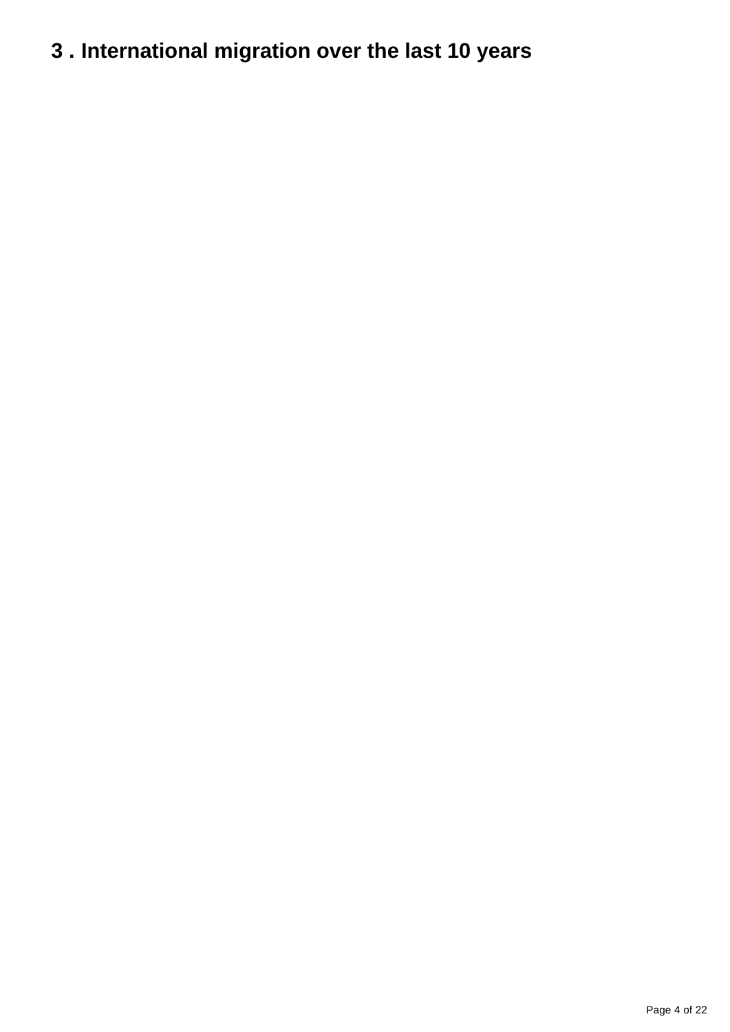## 3 . International migration over the last 10 years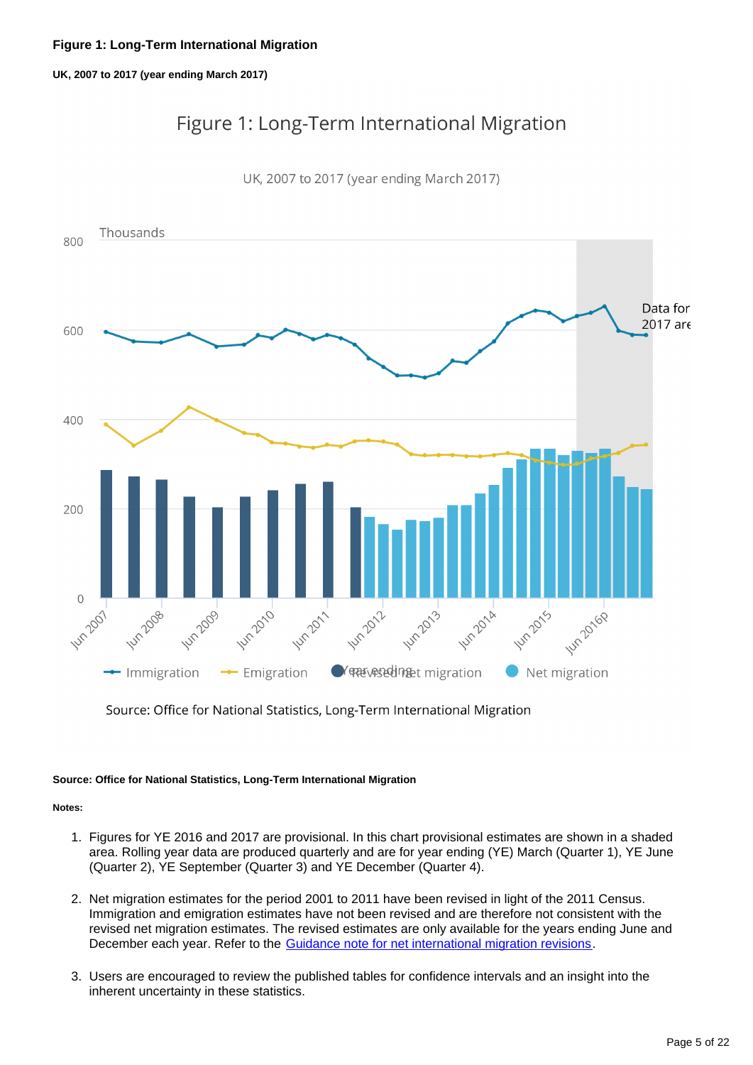**Figure 1: Long-Term International Migration**

**UK, 2007 to 2017 (year ending March 2017)**

Figure 1: Long-Term International Migration

UK, 2007 to 2017 (year ending March 2017)

Thousands

800

600

400

200

0

Data for 2017 are

Jun 2007
Jun 2008
Jun 2009
Jun 2010
Jun 2011
Jun 2012
Jun 2013
Jun 2014
Jun 2015
Jun 2016p

Year ending

Immigration — Emigration — Revised net migration — Net migration

Source: Office for National Statistics, Long-Term International Migration

**Source: Office for National Statistics, Long-Term International Migration**

**Notes:**

1. Figures for YE 2016 and 2017 are provisional. In this chart provisional estimates are shown in a shaded area. Rolling year data are produced quarterly and are for year ending (YE) March (Quarter 1), YE June (Quarter 2), YE September (Quarter 3) and YE December (Quarter 4).

2. Net migration estimates for the period 2001 to 2011 have been revised in light of the 2011 Census. Immigration and emigration estimates have not been revised and are therefore not consistent with the revised net migration estimates. The revised estimates are only available for the years ending June and December each year. Refer to the Guidance note for net international migration revisions.

3. Users are encouraged to review the published tables for confidence intervals and an insight into the inherent uncertainty in these statistics.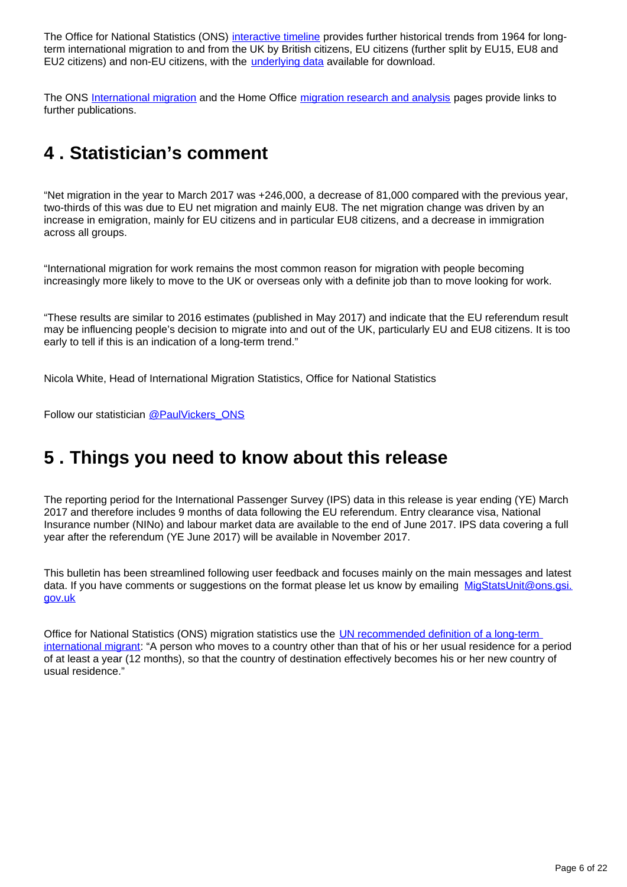The Office for National Statistics (ONS) [interactive timeline](#) provides further historical trends from 1964 for long-term international migration to and from the UK by British citizens, EU citizens (further split by EU15, EU8 and EU2 citizens) and non-EU citizens, with the [underlying data](#) available for download.

The ONS [International migration](#) and the Home Office [migration research and analysis](#) pages provide links to further publications.

## 4 . Statistician's comment

"Net migration in the year to March 2017 was +246,000, a decrease of 81,000 compared with the previous year, two-thirds of this was due to EU net migration and mainly EU8. The net migration change was driven by an increase in emigration, mainly for EU citizens and in particular EU8 citizens, and a decrease in immigration across all groups.

"International migration for work remains the most common reason for migration with people becoming increasingly more likely to move to the UK or overseas only with a definite job than to move looking for work.

"These results are similar to 2016 estimates (published in May 2017) and indicate that the EU referendum result may be influencing people's decision to migrate into and out of the UK, particularly EU and EU8 citizens. It is too early to tell if this is an indication of a long-term trend."

Nicola White, Head of International Migration Statistics, Office for National Statistics

Follow our statistician [@PaulVickers_ONS](#)

## 5 . Things you need to know about this release

The reporting period for the International Passenger Survey (IPS) data in this release is year ending (YE) March 2017 and therefore includes 9 months of data following the EU referendum. Entry clearance visa, National Insurance number (NINo) and labour market data are available to the end of June 2017. IPS data covering a full year after the referendum (YE June 2017) will be available in November 2017.

This bulletin has been streamlined following user feedback and focuses mainly on the main messages and latest data. If you have comments or suggestions on the format please let us know by emailing [MigStatsUnit@ons.gsi.gov.uk](mailto:MigStatsUnit@ons.gsi.gov.uk)

Office for National Statistics (ONS) migration statistics use the [UN recommended definition of a long-term international migrant](#): "A person who moves to a country other than that of his or her usual residence for a period of at least a year (12 months), so that the country of destination effectively becomes his or her new country of usual residence."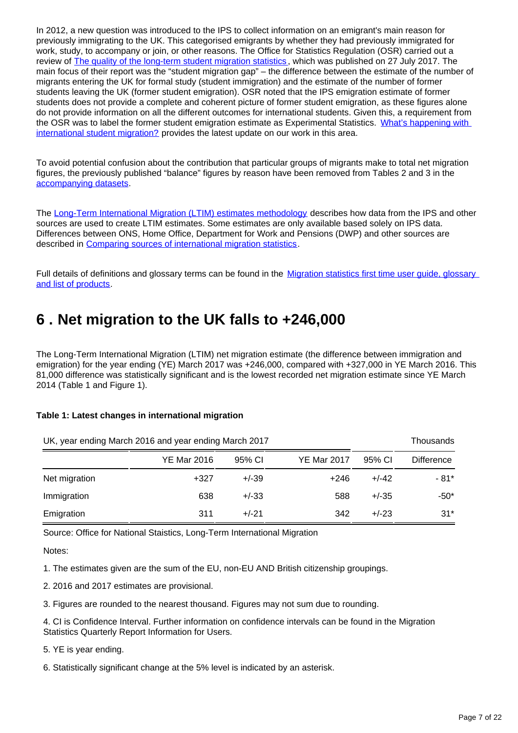In 2012, a new question was introduced to the IPS to collect information on an emigrant's main reason for previously immigrating to the UK. This categorised emigrants by whether they had previously immigrated for work, study, to accompany or join, or other reasons. The Office for Statistics Regulation (OSR) carried out a review of The quality of the long-term student migration statistics, which was published on 27 July 2017. The main focus of their report was the "student migration gap" – the difference between the estimate of the number of migrants entering the UK for formal study (student immigration) and the estimate of the number of former students leaving the UK (former student emigration). OSR noted that the IPS emigration estimate of former students does not provide a complete and coherent picture of former student emigration, as these figures alone do not provide information on all the different outcomes for international students. Given this, a requirement from the OSR was to label the former student emigration estimate as Experimental Statistics. What's happening with international student migration? provides the latest update on our work in this area.

To avoid potential confusion about the contribution that particular groups of migrants make to total net migration figures, the previously published "balance" figures by reason have been removed from Tables 2 and 3 in the accompanying datasets.

The Long-Term International Migration (LTIM) estimates methodology describes how data from the IPS and other sources are used to create LTIM estimates. Some estimates are only available based solely on IPS data. Differences between ONS, Home Office, Department for Work and Pensions (DWP) and other sources are described in Comparing sources of international migration statistics.

Full details of definitions and glossary terms can be found in the Migration statistics first time user guide, glossary and list of products.

## 6 . Net migration to the UK falls to +246,000

The Long-Term International Migration (LTIM) net migration estimate (the difference between immigration and emigration) for the year ending (YE) March 2017 was +246,000, compared with +327,000 in YE March 2016. This 81,000 difference was statistically significant and is the lowest recorded net migration estimate since YE March 2014 (Table 1 and Figure 1).

**Table 1: Latest changes in international migration**

UK, year ending March 2016 and year ending March 2017 — Thousands

| | YE Mar 2016 | 95% CI | YE Mar 2017 | 95% CI | Difference |
|---|---|---|---|---|---|
| Net migration | +327 | +/-39 | +246 | +/-42 | - 81* |
| Immigration | 638 | +/-33 | 588 | +/-35 | -50* |
| Emigration | 311 | +/-21 | 342 | +/-23 | 31* |

Source: Office for National Staistics, Long-Term International Migration

Notes:

1. The estimates given are the sum of the EU, non-EU AND British citizenship groupings.
2. 2016 and 2017 estimates are provisional.
3. Figures are rounded to the nearest thousand. Figures may not sum due to rounding.
4. CI is Confidence Interval. Further information on confidence intervals can be found in the Migration Statistics Quarterly Report Information for Users.
5. YE is year ending.
6. Statistically significant change at the 5% level is indicated by an asterisk.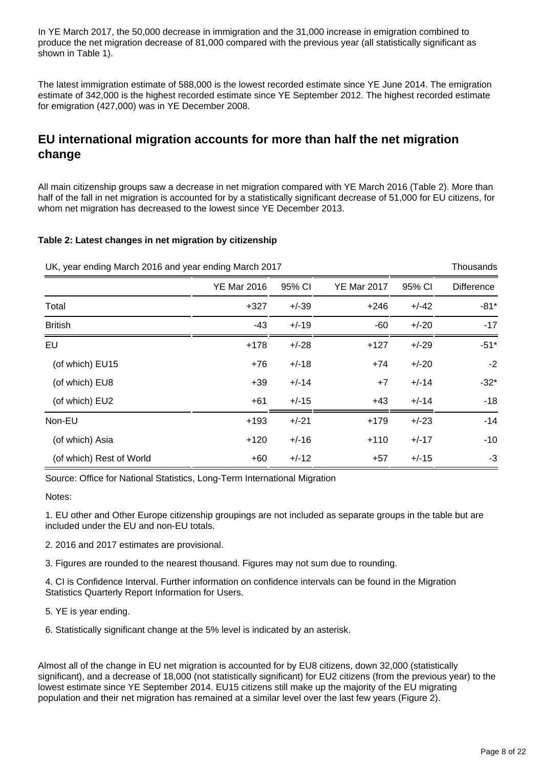In YE March 2017, the 50,000 decrease in immigration and the 31,000 increase in emigration combined to produce the net migration decrease of 81,000 compared with the previous year (all statistically significant as shown in Table 1).

The latest immigration estimate of 588,000 is the lowest recorded estimate since YE June 2014. The emigration estimate of 342,000 is the highest recorded estimate since YE September 2012. The highest recorded estimate for emigration (427,000) was in YE December 2008.

## EU international migration accounts for more than half the net migration change

All main citizenship groups saw a decrease in net migration compared with YE March 2016 (Table 2). More than half of the fall in net migration is accounted for by a statistically significant decrease of 51,000 for EU citizens, for whom net migration has decreased to the lowest since YE December 2013.

**Table 2: Latest changes in net migration by citizenship**

UK, year ending March 2016 and year ending March 2017 — Thousands

| | YE Mar 2016 | 95% CI | YE Mar 2017 | 95% CI | Difference |
|---|---|---|---|---|---|
| Total | +327 | +/-39 | +246 | +/-42 | -81* |
| British | -43 | +/-19 | -60 | +/-20 | -17 |
| EU | +178 | +/-28 | +127 | +/-29 | -51* |
| (of which) EU15 | +76 | +/-18 | +74 | +/-20 | -2 |
| (of which) EU8 | +39 | +/-14 | +7 | +/-14 | -32* |
| (of which) EU2 | +61 | +/-15 | +43 | +/-14 | -18 |
| Non-EU | +193 | +/-21 | +179 | +/-23 | -14 |
| (of which) Asia | +120 | +/-16 | +110 | +/-17 | -10 |
| (of which) Rest of World | +60 | +/-12 | +57 | +/-15 | -3 |

Source: Office for National Statistics, Long-Term International Migration

Notes:

1. EU other and Other Europe citizenship groupings are not included as separate groups in the table but are included under the EU and non-EU totals.

2. 2016 and 2017 estimates are provisional.

3. Figures are rounded to the nearest thousand. Figures may not sum due to rounding.

4. CI is Confidence Interval. Further information on confidence intervals can be found in the Migration Statistics Quarterly Report Information for Users.

5. YE is year ending.

6. Statistically significant change at the 5% level is indicated by an asterisk.

Almost all of the change in EU net migration is accounted for by EU8 citizens, down 32,000 (statistically significant), and a decrease of 18,000 (not statistically significant) for EU2 citizens (from the previous year) to the lowest estimate since YE September 2014. EU15 citizens still make up the majority of the EU migrating population and their net migration has remained at a similar level over the last few years (Figure 2).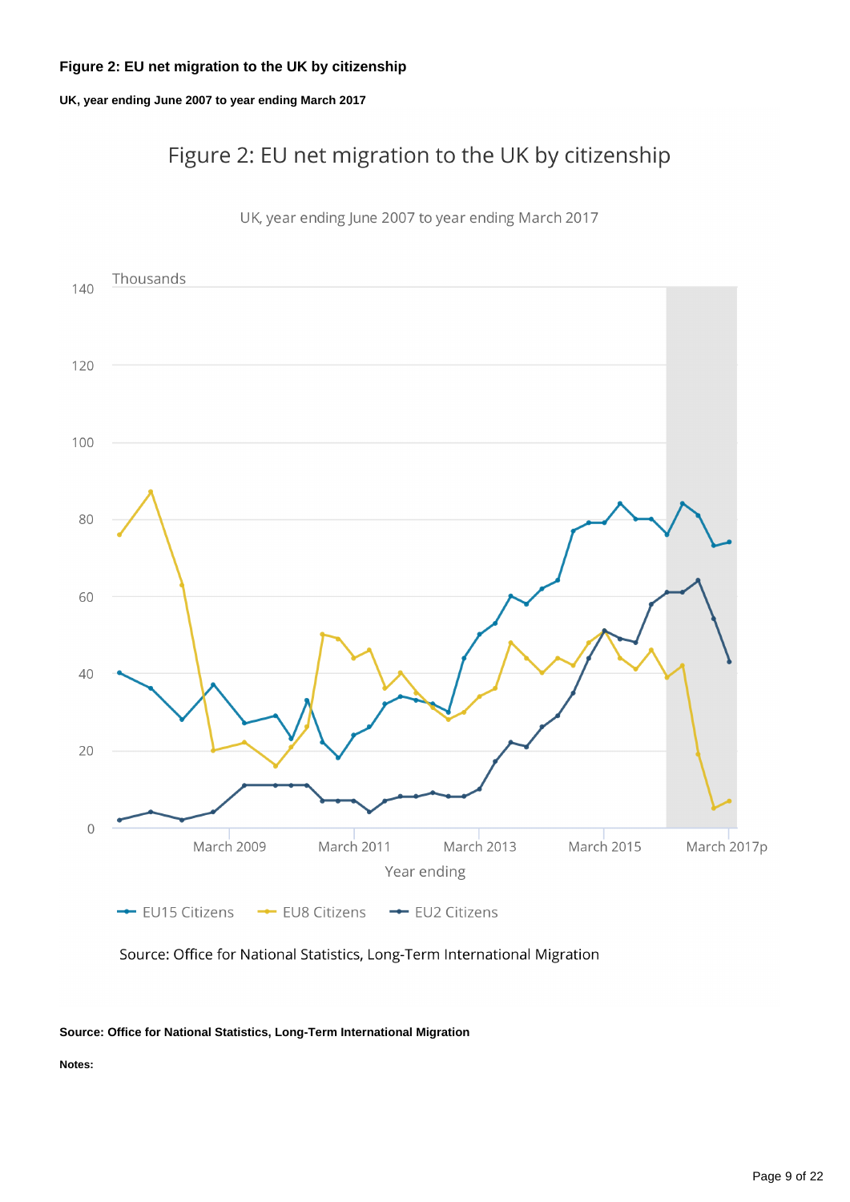**Figure 2: EU net migration to the UK by citizenship**

**UK, year ending June 2007 to year ending March 2017**

Figure 2: EU net migration to the UK by citizenship

UK, year ending June 2007 to year ending March 2017

Thousands

140

120

100

80

60

40

20

0

March 2009

March 2011

March 2013

March 2015

March 2017p

Year ending

EU15 Citizens

EU8 Citizens

EU2 Citizens

Source: Office for National Statistics, Long-Term International Migration

**Source: Office for National Statistics, Long-Term International Migration**

**Notes:**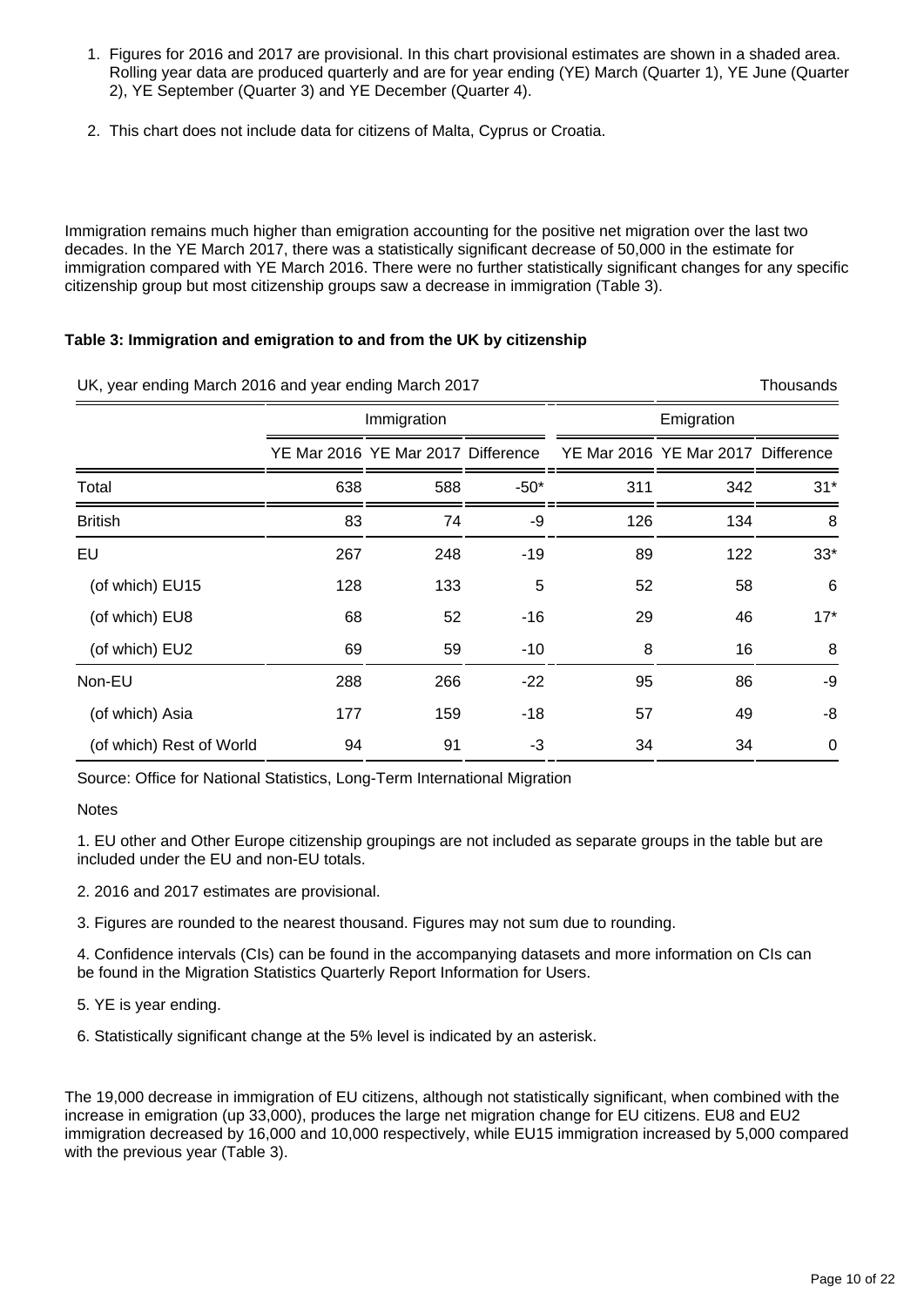1. Figures for 2016 and 2017 are provisional. In this chart provisional estimates are shown in a shaded area. Rolling year data are produced quarterly and are for year ending (YE) March (Quarter 1), YE June (Quarter 2), YE September (Quarter 3) and YE December (Quarter 4).

2. This chart does not include data for citizens of Malta, Cyprus or Croatia.

Immigration remains much higher than emigration accounting for the positive net migration over the last two decades. In the YE March 2017, there was a statistically significant decrease of 50,000 in the estimate for immigration compared with YE March 2016. There were no further statistically significant changes for any specific citizenship group but most citizenship groups saw a decrease in immigration (Table 3).

**Table 3: Immigration and emigration to and from the UK by citizenship**

UK, year ending March 2016 and year ending March 2017 — Thousands

| | Immigration | | | Emigration | | |
|---|---|---|---|---|---|---|
| | YE Mar 2016 | YE Mar 2017 | Difference | YE Mar 2016 | YE Mar 2017 | Difference |
| Total | 638 | 588 | -50* | 311 | 342 | 31* |
| British | 83 | 74 | -9 | 126 | 134 | 8 |
| EU | 267 | 248 | -19 | 89 | 122 | 33* |
| (of which) EU15 | 128 | 133 | 5 | 52 | 58 | 6 |
| (of which) EU8 | 68 | 52 | -16 | 29 | 46 | 17* |
| (of which) EU2 | 69 | 59 | -10 | 8 | 16 | 8 |
| Non-EU | 288 | 266 | -22 | 95 | 86 | -9 |
| (of which) Asia | 177 | 159 | -18 | 57 | 49 | -8 |
| (of which) Rest of World | 94 | 91 | -3 | 34 | 34 | 0 |

Source: Office for National Statistics, Long-Term International Migration

Notes

1. EU other and Other Europe citizenship groupings are not included as separate groups in the table but are included under the EU and non-EU totals.

2. 2016 and 2017 estimates are provisional.

3. Figures are rounded to the nearest thousand. Figures may not sum due to rounding.

4. Confidence intervals (CIs) can be found in the accompanying datasets and more information on CIs can be found in the Migration Statistics Quarterly Report Information for Users.

5. YE is year ending.

6. Statistically significant change at the 5% level is indicated by an asterisk.

The 19,000 decrease in immigration of EU citizens, although not statistically significant, when combined with the increase in emigration (up 33,000), produces the large net migration change for EU citizens. EU8 and EU2 immigration decreased by 16,000 and 10,000 respectively, while EU15 immigration increased by 5,000 compared with the previous year (Table 3).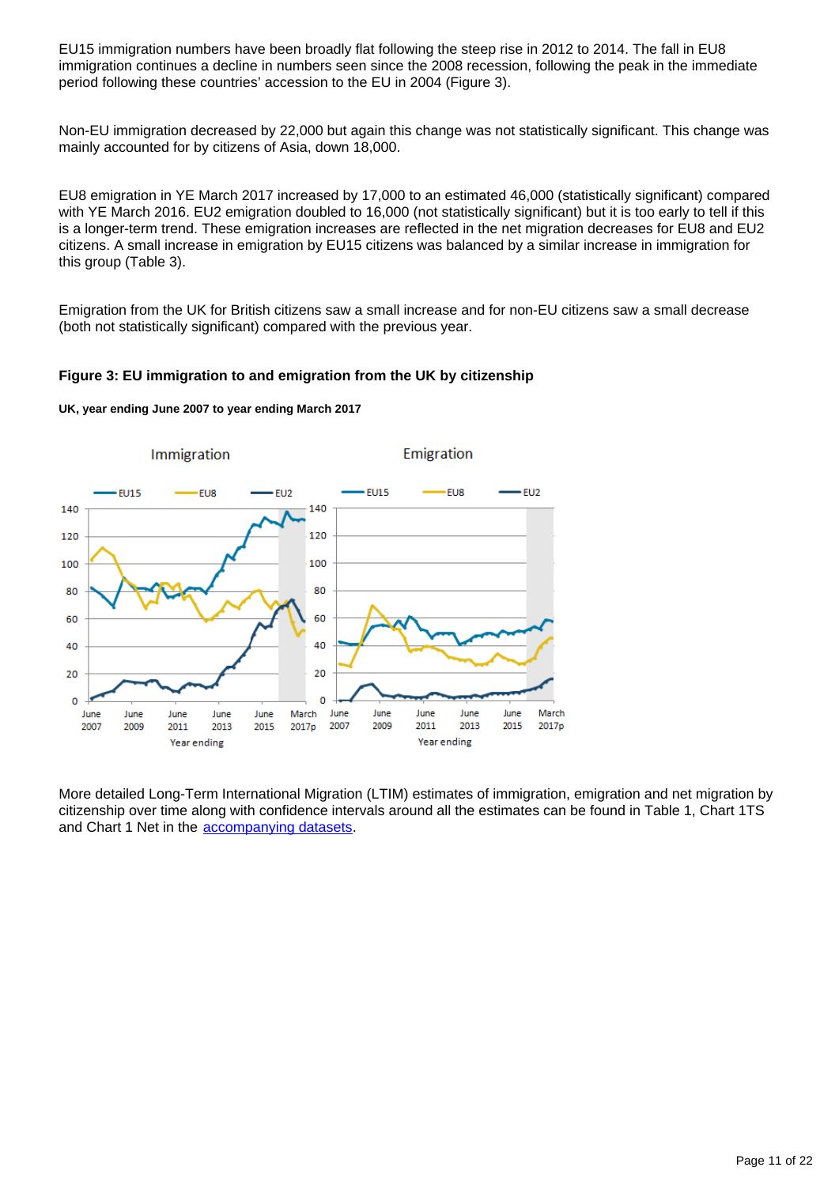EU15 immigration numbers have been broadly flat following the steep rise in 2012 to 2014. The fall in EU8 immigration continues a decline in numbers seen since the 2008 recession, following the peak in the immediate period following these countries' accession to the EU in 2004 (Figure 3).

Non-EU immigration decreased by 22,000 but again this change was not statistically significant. This change was mainly accounted for by citizens of Asia, down 18,000.

EU8 emigration in YE March 2017 increased by 17,000 to an estimated 46,000 (statistically significant) compared with YE March 2016. EU2 emigration doubled to 16,000 (not statistically significant) but it is too early to tell if this is a longer-term trend. These emigration increases are reflected in the net migration decreases for EU8 and EU2 citizens. A small increase in emigration by EU15 citizens was balanced by a similar increase in immigration for this group (Table 3).

Emigration from the UK for British citizens saw a small increase and for non-EU citizens saw a small decrease (both not statistically significant) compared with the previous year.

#### Figure 3: EU immigration to and emigration from the UK by citizenship

##### UK, year ending June 2007 to year ending March 2017

Immigration

EU15 EU8 EU2

140 120 100 80 60 40 20 0

June 2007, June 2009, June 2011, June 2013, June 2015, March 2017p

Year ending

Emigration

EU15 EU8 EU2

140 120 100 80 60 40 20 0

June 2007, June 2009, June 2011, June 2013, June 2015, March 2017p

Year ending

More detailed Long-Term International Migration (LTIM) estimates of immigration, emigration and net migration by citizenship over time along with confidence intervals around all the estimates can be found in Table 1, Chart 1TS and Chart 1 Net in the accompanying datasets.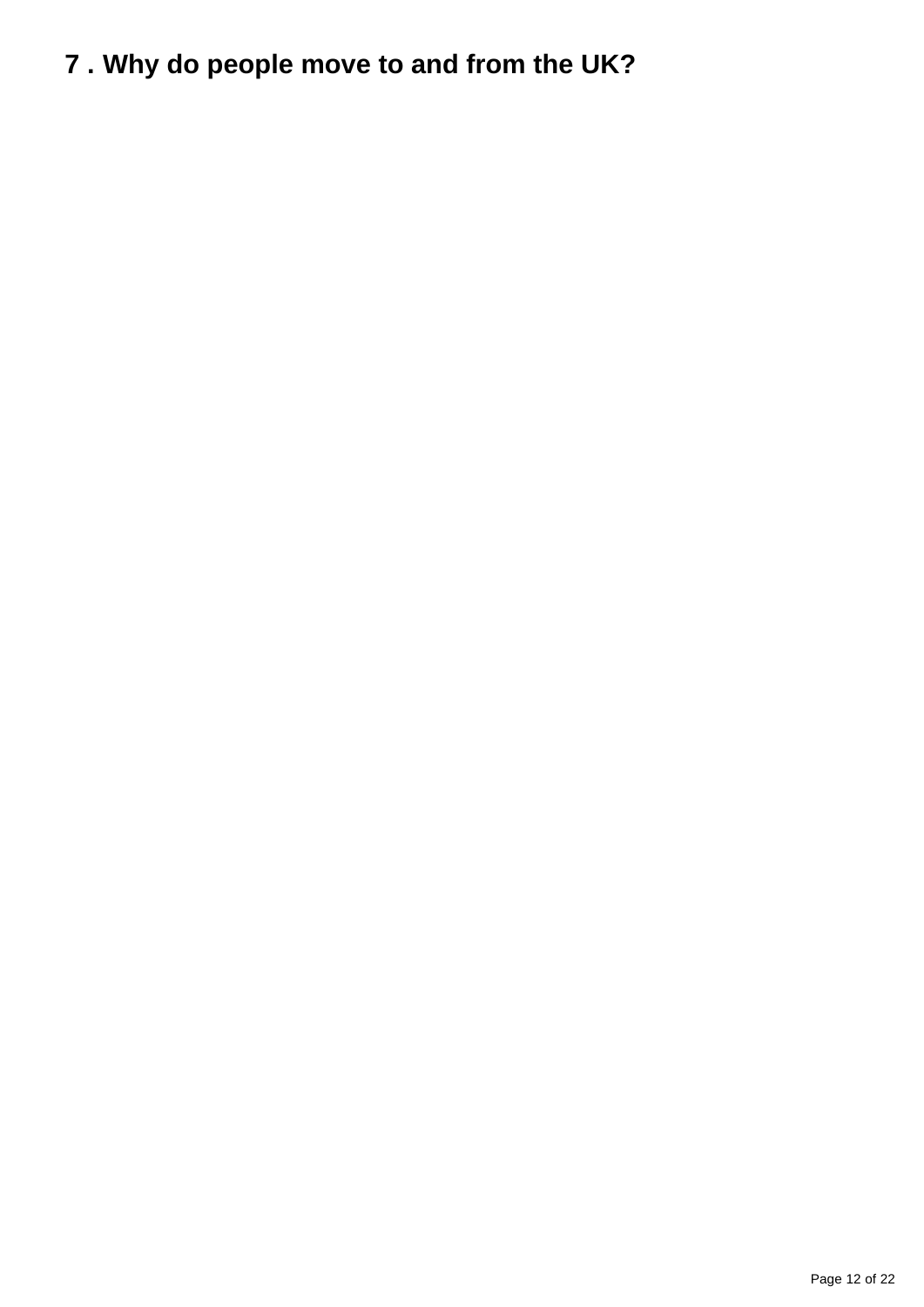## 7 . Why do people move to and from the UK?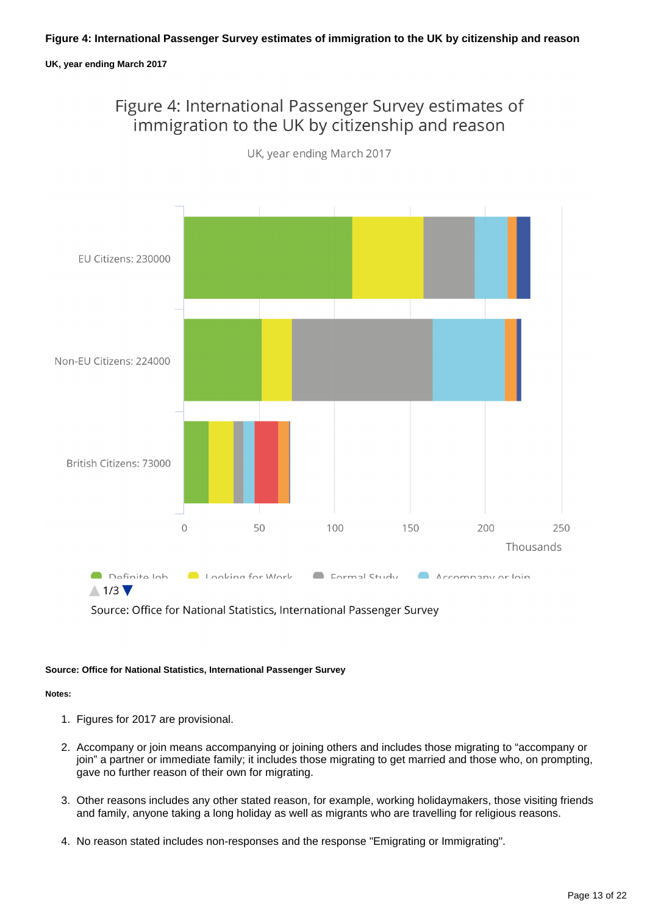**Figure 4: International Passenger Survey estimates of immigration to the UK by citizenship and reason**

**UK, year ending March 2017**

Figure 4: International Passenger Survey estimates of immigration to the UK by citizenship and reason

UK, year ending March 2017

EU Citizens: 230000

Non-EU Citizens: 224000

British Citizens: 73000

0 50 100 150 200 250

Thousands

Definite Job Looking for Work Formal Study Accompany or Join

1/3

Source: Office for National Statistics, International Passenger Survey

**Source: Office for National Statistics, International Passenger Survey**

**Notes:**

1. Figures for 2017 are provisional.

2. Accompany or join means accompanying or joining others and includes those migrating to "accompany or join" a partner or immediate family; it includes those migrating to get married and those who, on prompting, gave no further reason of their own for migrating.

3. Other reasons includes any other stated reason, for example, working holidaymakers, those visiting friends and family, anyone taking a long holiday as well as migrants who are travelling for religious reasons.

4. No reason stated includes non-responses and the response "Emigrating or Immigrating".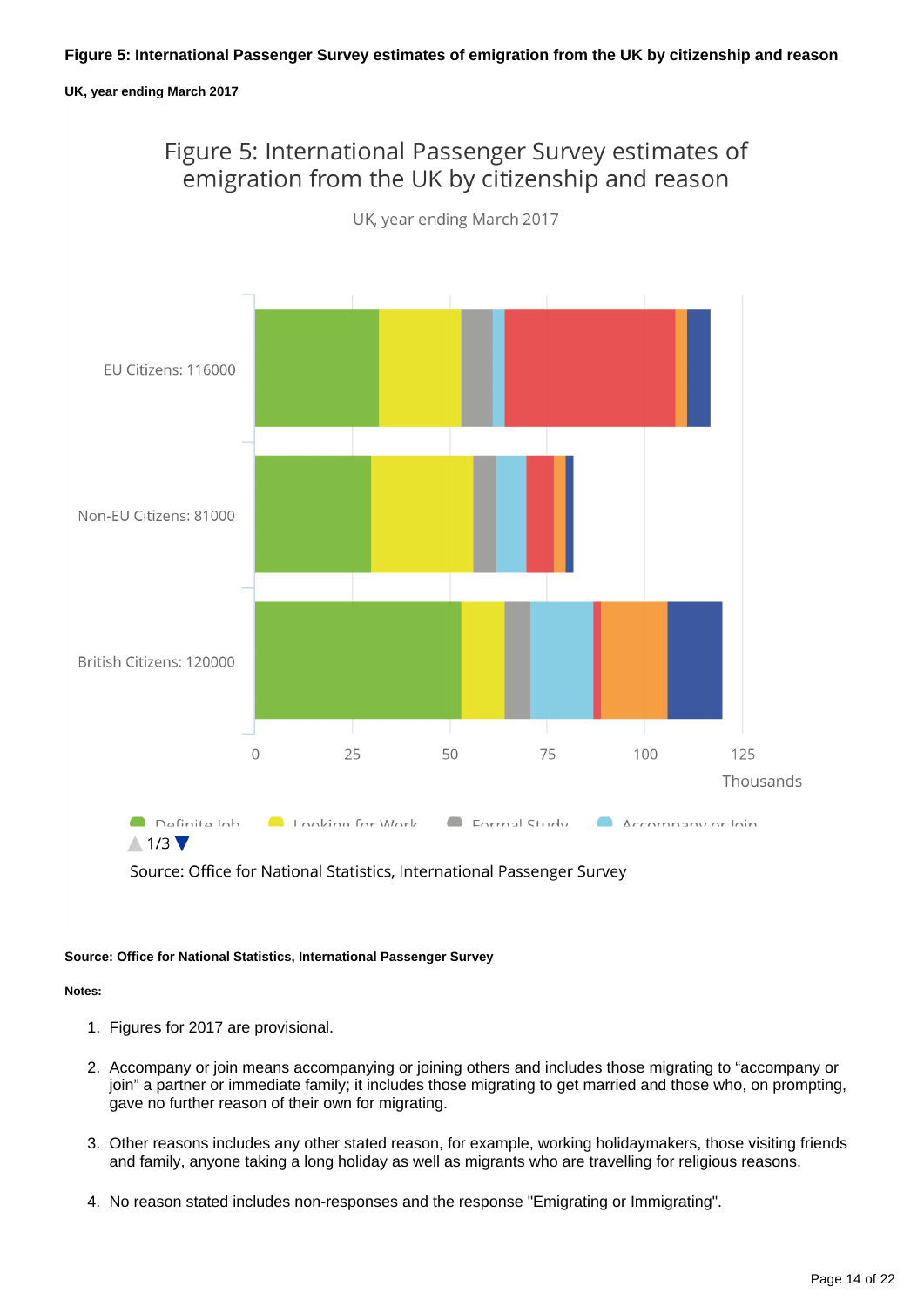**Figure 5: International Passenger Survey estimates of emigration from the UK by citizenship and reason**

**UK, year ending March 2017**

Figure 5: International Passenger Survey estimates of emigration from the UK by citizenship and reason

UK, year ending March 2017

EU Citizens: 116000

Non-EU Citizens: 81000

British Citizens: 120000

0 25 50 75 100 125

Thousands

Definite Job Looking for Work Formal Study Accompany or Join

1/3

Source: Office for National Statistics, International Passenger Survey

**Source: Office for National Statistics, International Passenger Survey**

**Notes:**

1. Figures for 2017 are provisional.
2. Accompany or join means accompanying or joining others and includes those migrating to "accompany or join" a partner or immediate family; it includes those migrating to get married and those who, on prompting, gave no further reason of their own for migrating.
3. Other reasons includes any other stated reason, for example, working holidaymakers, those visiting friends and family, anyone taking a long holiday as well as migrants who are travelling for religious reasons.
4. No reason stated includes non-responses and the response "Emigrating or Immigrating".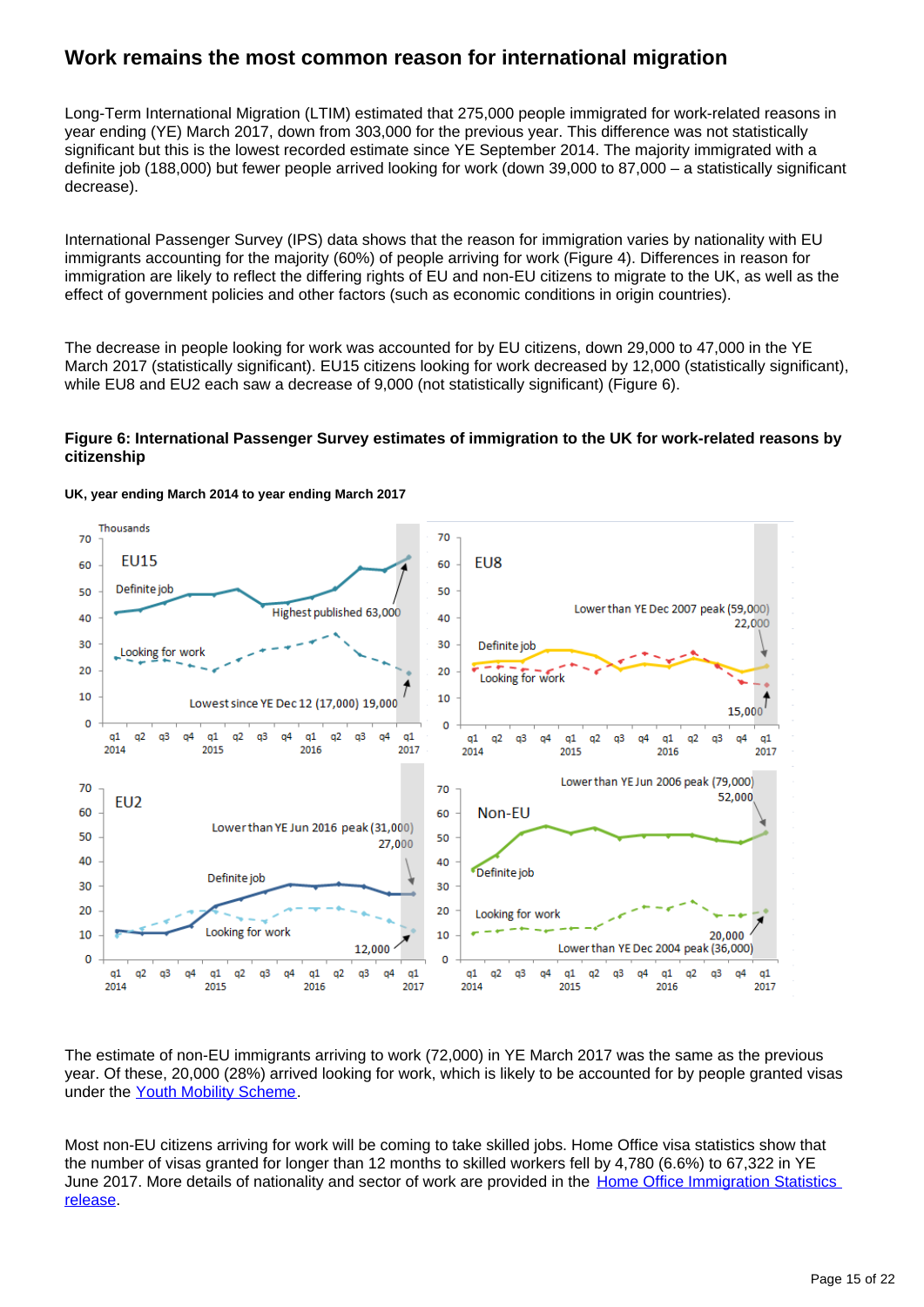## Work remains the most common reason for international migration

Long-Term International Migration (LTIM) estimated that 275,000 people immigrated for work-related reasons in year ending (YE) March 2017, down from 303,000 for the previous year. This difference was not statistically significant but this is the lowest recorded estimate since YE September 2014. The majority immigrated with a definite job (188,000) but fewer people arrived looking for work (down 39,000 to 87,000 – a statistically significant decrease).

International Passenger Survey (IPS) data shows that the reason for immigration varies by nationality with EU immigrants accounting for the majority (60%) of people arriving for work (Figure 4). Differences in reason for immigration are likely to reflect the differing rights of EU and non-EU citizens to migrate to the UK, as well as the effect of government policies and other factors (such as economic conditions in origin countries).

The decrease in people looking for work was accounted for by EU citizens, down 29,000 to 47,000 in the YE March 2017 (statistically significant). EU15 citizens looking for work decreased by 12,000 (statistically significant), while EU8 and EU2 each saw a decrease of 9,000 (not statistically significant) (Figure 6).

### Figure 6: International Passenger Survey estimates of immigration to the UK for work-related reasons by citizenship

**UK, year ending March 2014 to year ending March 2017**

Thousands

EU15
Definite job
Highest published 63,000
Looking for work
Lowest since YE Dec 12 (17,000) 19,000

EU8
Lower than YE Dec 2007 peak (59,000) 22,000
Definite job
Looking for work
15,000

EU2
Lower than YE Jun 2016 peak (31,000) 27,000
Definite job
Looking for work
12,000

Non-EU
Lower than YE Jun 2006 peak (79,000) 52,000
Definite job
Looking for work
20,000
Lower than YE Dec 2004 peak (36,000)

q1 2014, q2, q3, q4, q1 2015, q2, q3, q4, q1 2016, q2, q3, q4, q1 2017

The estimate of non-EU immigrants arriving to work (72,000) in YE March 2017 was the same as the previous year. Of these, 20,000 (28%) arrived looking for work, which is likely to be accounted for by people granted visas under the [Youth Mobility Scheme](#).

Most non-EU citizens arriving for work will be coming to take skilled jobs. Home Office visa statistics show that the number of visas granted for longer than 12 months to skilled workers fell by 4,780 (6.6%) to 67,322 in YE June 2017. More details of nationality and sector of work are provided in the [Home Office Immigration Statistics release](#).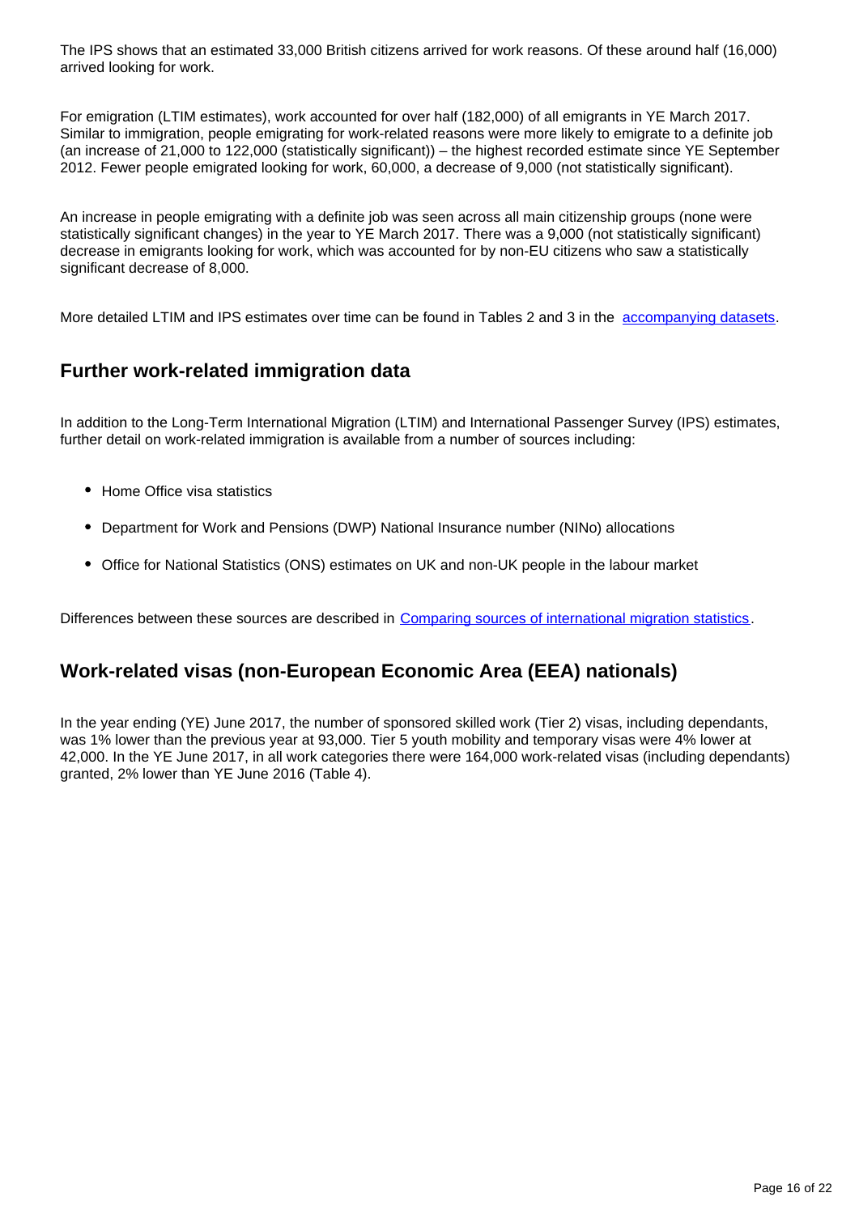The IPS shows that an estimated 33,000 British citizens arrived for work reasons. Of these around half (16,000) arrived looking for work.

For emigration (LTIM estimates), work accounted for over half (182,000) of all emigrants in YE March 2017. Similar to immigration, people emigrating for work-related reasons were more likely to emigrate to a definite job (an increase of 21,000 to 122,000 (statistically significant)) – the highest recorded estimate since YE September 2012. Fewer people emigrated looking for work, 60,000, a decrease of 9,000 (not statistically significant).

An increase in people emigrating with a definite job was seen across all main citizenship groups (none were statistically significant changes) in the year to YE March 2017. There was a 9,000 (not statistically significant) decrease in emigrants looking for work, which was accounted for by non-EU citizens who saw a statistically significant decrease of 8,000.

More detailed LTIM and IPS estimates over time can be found in Tables 2 and 3 in the [accompanying datasets](#).

## Further work-related immigration data

In addition to the Long-Term International Migration (LTIM) and International Passenger Survey (IPS) estimates, further detail on work-related immigration is available from a number of sources including:

- Home Office visa statistics
- Department for Work and Pensions (DWP) National Insurance number (NINo) allocations
- Office for National Statistics (ONS) estimates on UK and non-UK people in the labour market

Differences between these sources are described in [Comparing sources of international migration statistics](#).

## Work-related visas (non-European Economic Area (EEA) nationals)

In the year ending (YE) June 2017, the number of sponsored skilled work (Tier 2) visas, including dependants, was 1% lower than the previous year at 93,000. Tier 5 youth mobility and temporary visas were 4% lower at 42,000. In the YE June 2017, in all work categories there were 164,000 work-related visas (including dependants) granted, 2% lower than YE June 2016 (Table 4).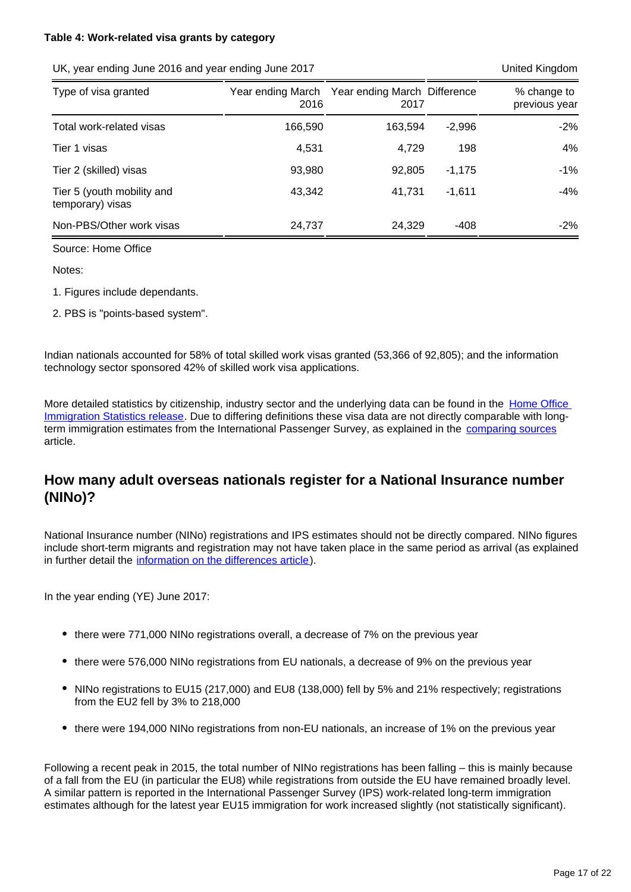**Table 4: Work-related visa grants by category**

UK, year ending June 2016 and year ending June 2017 — United Kingdom

| Type of visa granted | Year ending March 2016 | Year ending March 2017 | Difference | % change to previous year |
|---|---|---|---|---|
| Total work-related visas | 166,590 | 163,594 | -2,996 | -2% |
| Tier 1 visas | 4,531 | 4,729 | 198 | 4% |
| Tier 2 (skilled) visas | 93,980 | 92,805 | -1,175 | -1% |
| Tier 5 (youth mobility and temporary) visas | 43,342 | 41,731 | -1,611 | -4% |
| Non-PBS/Other work visas | 24,737 | 24,329 | -408 | -2% |

Source: Home Office

Notes:

1. Figures include dependants.

2. PBS is "points-based system".

Indian nationals accounted for 58% of total skilled work visas granted (53,366 of 92,805); and the information technology sector sponsored 42% of skilled work visa applications.

More detailed statistics by citizenship, industry sector and the underlying data can be found in the Home Office Immigration Statistics release. Due to differing definitions these visa data are not directly comparable with long-term immigration estimates from the International Passenger Survey, as explained in the comparing sources article.

## How many adult overseas nationals register for a National Insurance number (NINo)?

National Insurance number (NINo) registrations and IPS estimates should not be directly compared. NINo figures include short-term migrants and registration may not have taken place in the same period as arrival (as explained in further detail the information on the differences article).

In the year ending (YE) June 2017:

- there were 771,000 NINo registrations overall, a decrease of 7% on the previous year
- there were 576,000 NINo registrations from EU nationals, a decrease of 9% on the previous year
- NINo registrations to EU15 (217,000) and EU8 (138,000) fell by 5% and 21% respectively; registrations from the EU2 fell by 3% to 218,000
- there were 194,000 NINo registrations from non-EU nationals, an increase of 1% on the previous year

Following a recent peak in 2015, the total number of NINo registrations has been falling – this is mainly because of a fall from the EU (in particular the EU8) while registrations from outside the EU have remained broadly level. A similar pattern is reported in the International Passenger Survey (IPS) work-related long-term immigration estimates although for the latest year EU15 immigration for work increased slightly (not statistically significant).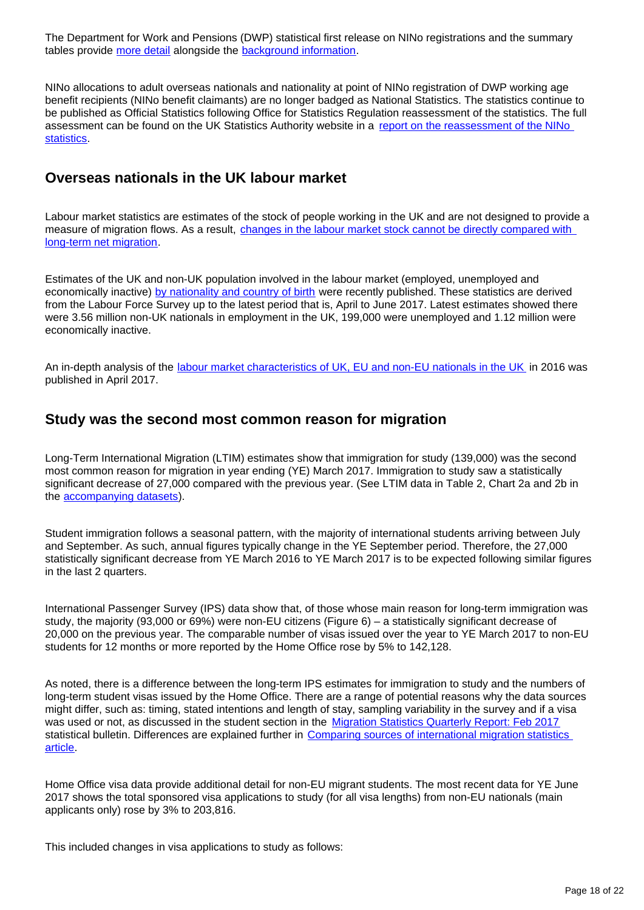The Department for Work and Pensions (DWP) statistical first release on NINo registrations and the summary tables provide more detail alongside the background information.

NINo allocations to adult overseas nationals and nationality at point of NINo registration of DWP working age benefit recipients (NINo benefit claimants) are no longer badged as National Statistics. The statistics continue to be published as Official Statistics following Office for Statistics Regulation reassessment of the statistics. The full assessment can be found on the UK Statistics Authority website in a report on the reassessment of the NINo statistics.

## Overseas nationals in the UK labour market

Labour market statistics are estimates of the stock of people working in the UK and are not designed to provide a measure of migration flows. As a result, changes in the labour market stock cannot be directly compared with long-term net migration.

Estimates of the UK and non-UK population involved in the labour market (employed, unemployed and economically inactive) by nationality and country of birth were recently published. These statistics are derived from the Labour Force Survey up to the latest period that is, April to June 2017. Latest estimates showed there were 3.56 million non-UK nationals in employment in the UK, 199,000 were unemployed and 1.12 million were economically inactive.

An in-depth analysis of the labour market characteristics of UK, EU and non-EU nationals in the UK in 2016 was published in April 2017.

## Study was the second most common reason for migration

Long-Term International Migration (LTIM) estimates show that immigration for study (139,000) was the second most common reason for migration in year ending (YE) March 2017. Immigration to study saw a statistically significant decrease of 27,000 compared with the previous year. (See LTIM data in Table 2, Chart 2a and 2b in the accompanying datasets).

Student immigration follows a seasonal pattern, with the majority of international students arriving between July and September. As such, annual figures typically change in the YE September period. Therefore, the 27,000 statistically significant decrease from YE March 2016 to YE March 2017 is to be expected following similar figures in the last 2 quarters.

International Passenger Survey (IPS) data show that, of those whose main reason for long-term immigration was study, the majority (93,000 or 69%) were non-EU citizens (Figure 6) – a statistically significant decrease of 20,000 on the previous year. The comparable number of visas issued over the year to YE March 2017 to non-EU students for 12 months or more reported by the Home Office rose by 5% to 142,128.

As noted, there is a difference between the long-term IPS estimates for immigration to study and the numbers of long-term student visas issued by the Home Office. There are a range of potential reasons why the data sources might differ, such as: timing, stated intentions and length of stay, sampling variability in the survey and if a visa was used or not, as discussed in the student section in the Migration Statistics Quarterly Report: Feb 2017 statistical bulletin. Differences are explained further in Comparing sources of international migration statistics article.

Home Office visa data provide additional detail for non-EU migrant students. The most recent data for YE June 2017 shows the total sponsored visa applications to study (for all visa lengths) from non-EU nationals (main applicants only) rose by 3% to 203,816.

This included changes in visa applications to study as follows: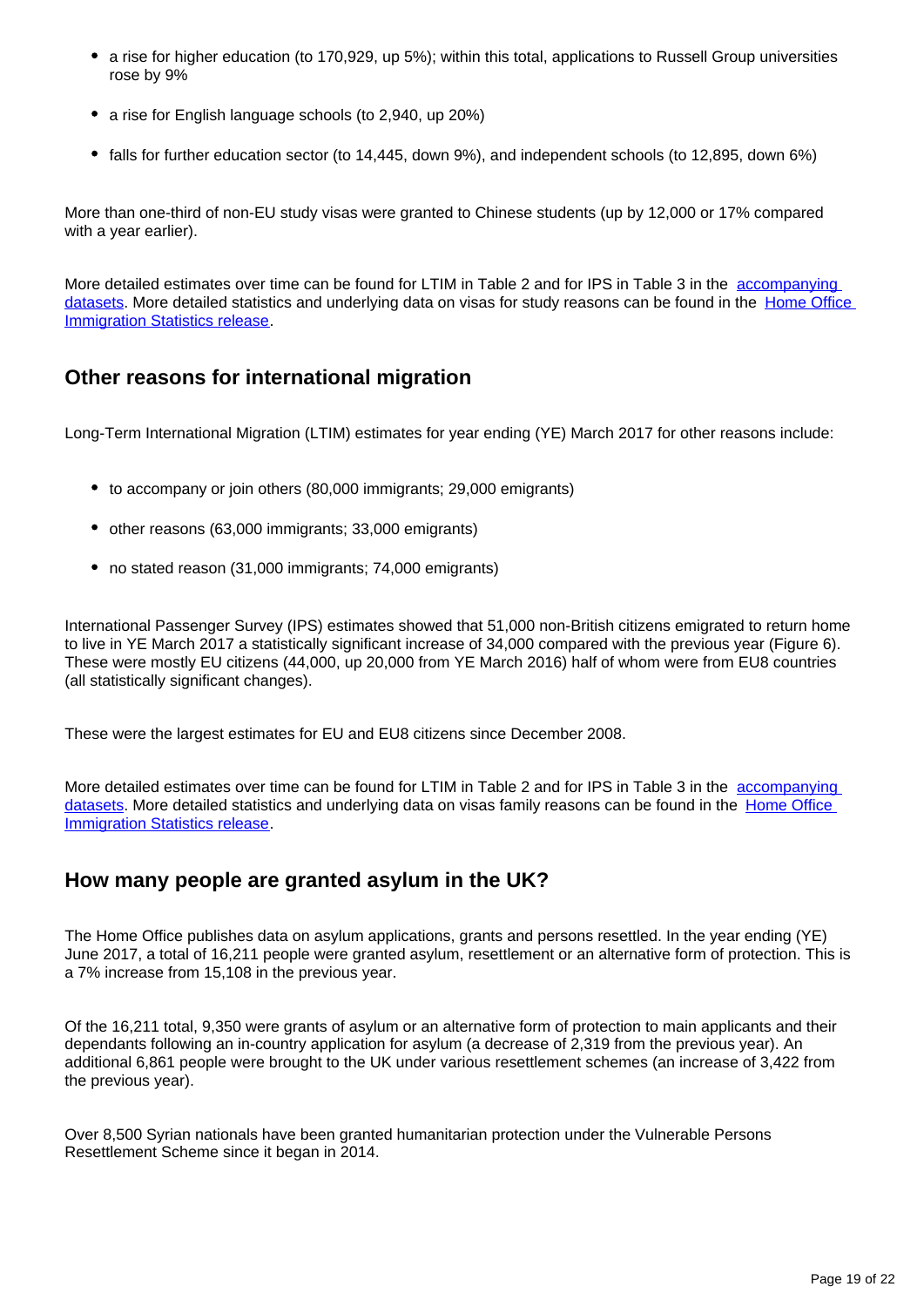- a rise for higher education (to 170,929, up 5%); within this total, applications to Russell Group universities rose by 9%
- a rise for English language schools (to 2,940, up 20%)
- falls for further education sector (to 14,445, down 9%), and independent schools (to 12,895, down 6%)

More than one-third of non-EU study visas were granted to Chinese students (up by 12,000 or 17% compared with a year earlier).

More detailed estimates over time can be found for LTIM in Table 2 and for IPS in Table 3 in the accompanying datasets. More detailed statistics and underlying data on visas for study reasons can be found in the Home Office Immigration Statistics release.

## Other reasons for international migration

Long-Term International Migration (LTIM) estimates for year ending (YE) March 2017 for other reasons include:

- to accompany or join others (80,000 immigrants; 29,000 emigrants)
- other reasons (63,000 immigrants; 33,000 emigrants)
- no stated reason (31,000 immigrants; 74,000 emigrants)

International Passenger Survey (IPS) estimates showed that 51,000 non-British citizens emigrated to return home to live in YE March 2017 a statistically significant increase of 34,000 compared with the previous year (Figure 6). These were mostly EU citizens (44,000, up 20,000 from YE March 2016) half of whom were from EU8 countries (all statistically significant changes).

These were the largest estimates for EU and EU8 citizens since December 2008.

More detailed estimates over time can be found for LTIM in Table 2 and for IPS in Table 3 in the accompanying datasets. More detailed statistics and underlying data on visas family reasons can be found in the Home Office Immigration Statistics release.

## How many people are granted asylum in the UK?

The Home Office publishes data on asylum applications, grants and persons resettled. In the year ending (YE) June 2017, a total of 16,211 people were granted asylum, resettlement or an alternative form of protection. This is a 7% increase from 15,108 in the previous year.

Of the 16,211 total, 9,350 were grants of asylum or an alternative form of protection to main applicants and their dependants following an in-country application for asylum (a decrease of 2,319 from the previous year). An additional 6,861 people were brought to the UK under various resettlement schemes (an increase of 3,422 from the previous year).

Over 8,500 Syrian nationals have been granted humanitarian protection under the Vulnerable Persons Resettlement Scheme since it began in 2014.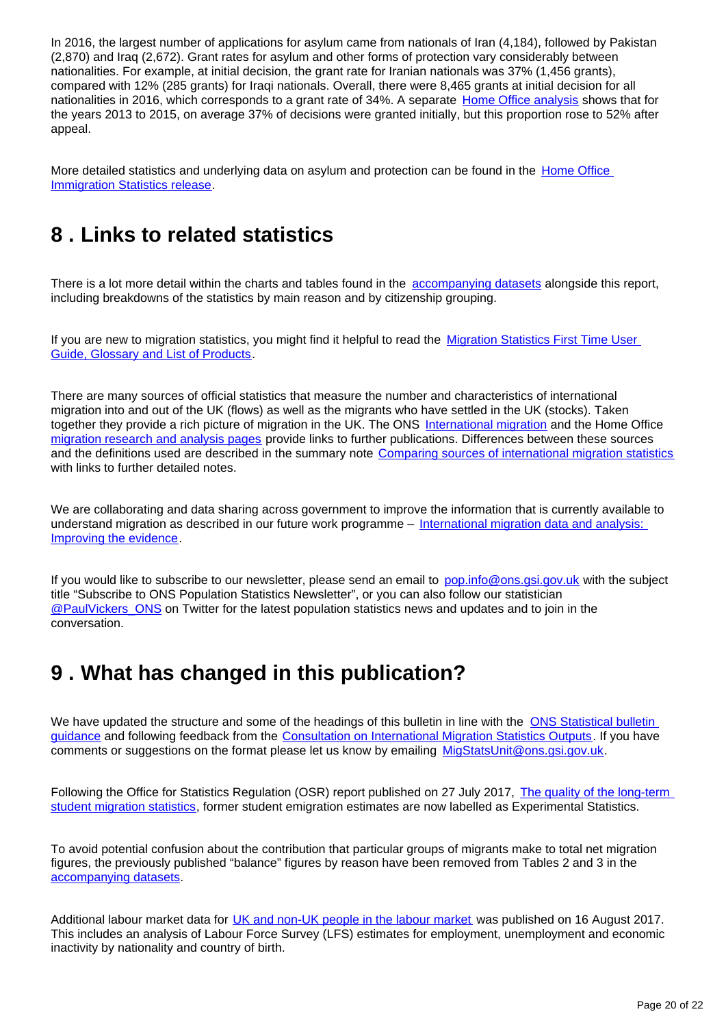In 2016, the largest number of applications for asylum came from nationals of Iran (4,184), followed by Pakistan (2,870) and Iraq (2,672). Grant rates for asylum and other forms of protection vary considerably between nationalities. For example, at initial decision, the grant rate for Iranian nationals was 37% (1,456 grants), compared with 12% (285 grants) for Iraqi nationals. Overall, there were 8,465 grants at initial decision for all nationalities in 2016, which corresponds to a grant rate of 34%. A separate Home Office analysis shows that for the years 2013 to 2015, on average 37% of decisions were granted initially, but this proportion rose to 52% after appeal.

More detailed statistics and underlying data on asylum and protection can be found in the Home Office Immigration Statistics release.

## 8 . Links to related statistics

There is a lot more detail within the charts and tables found in the accompanying datasets alongside this report, including breakdowns of the statistics by main reason and by citizenship grouping.

If you are new to migration statistics, you might find it helpful to read the Migration Statistics First Time User Guide, Glossary and List of Products.

There are many sources of official statistics that measure the number and characteristics of international migration into and out of the UK (flows) as well as the migrants who have settled in the UK (stocks). Taken together they provide a rich picture of migration in the UK. The ONS International migration and the Home Office migration research and analysis pages provide links to further publications. Differences between these sources and the definitions used are described in the summary note Comparing sources of international migration statistics with links to further detailed notes.

We are collaborating and data sharing across government to improve the information that is currently available to understand migration as described in our future work programme – International migration data and analysis: Improving the evidence.

If you would like to subscribe to our newsletter, please send an email to pop.info@ons.gsi.gov.uk with the subject title "Subscribe to ONS Population Statistics Newsletter", or you can also follow our statistician @PaulVickers_ONS on Twitter for the latest population statistics news and updates and to join in the conversation.

## 9 . What has changed in this publication?

We have updated the structure and some of the headings of this bulletin in line with the ONS Statistical bulletin guidance and following feedback from the Consultation on International Migration Statistics Outputs. If you have comments or suggestions on the format please let us know by emailing MigStatsUnit@ons.gsi.gov.uk.

Following the Office for Statistics Regulation (OSR) report published on 27 July 2017, The quality of the long-term student migration statistics, former student emigration estimates are now labelled as Experimental Statistics.

To avoid potential confusion about the contribution that particular groups of migrants make to total net migration figures, the previously published "balance" figures by reason have been removed from Tables 2 and 3 in the accompanying datasets.

Additional labour market data for UK and non-UK people in the labour market was published on 16 August 2017. This includes an analysis of Labour Force Survey (LFS) estimates for employment, unemployment and economic inactivity by nationality and country of birth.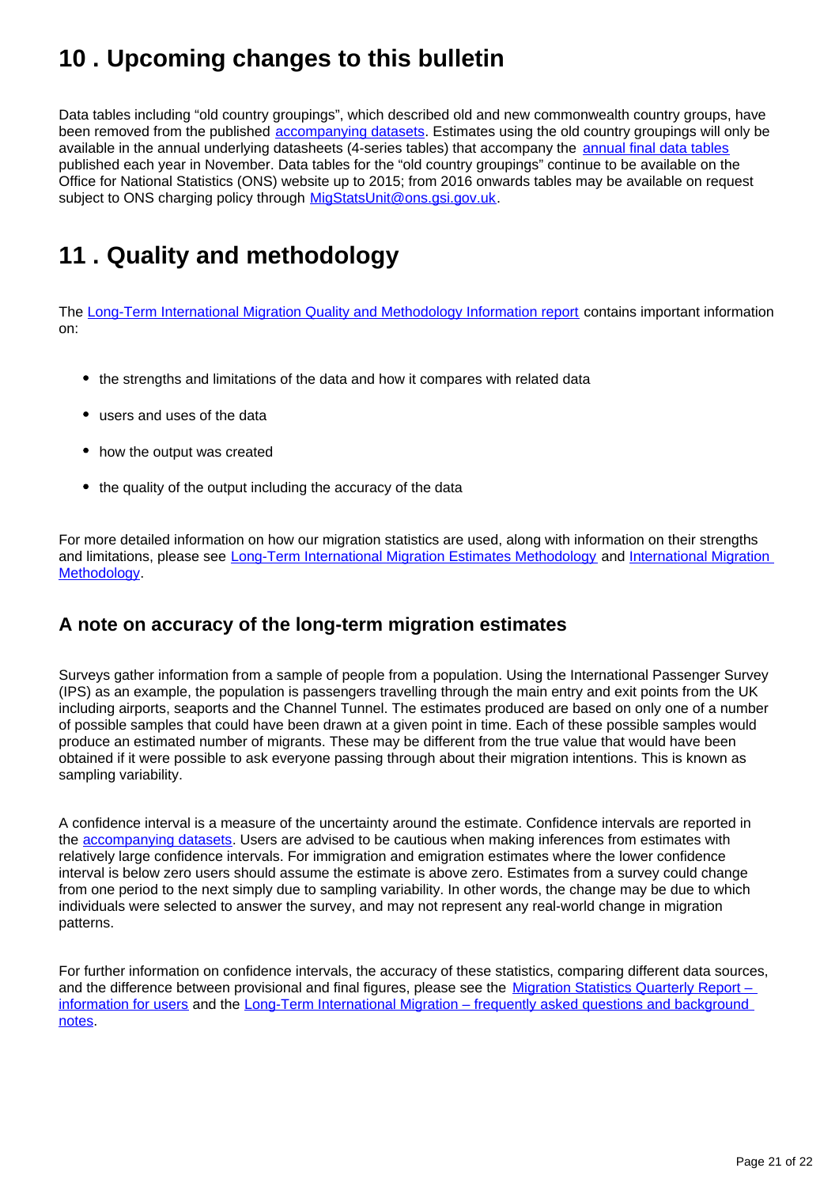## 10 . Upcoming changes to this bulletin

Data tables including "old country groupings", which described old and new commonwealth country groups, have been removed from the published accompanying datasets. Estimates using the old country groupings will only be available in the annual underlying datasheets (4-series tables) that accompany the annual final data tables published each year in November. Data tables for the "old country groupings" continue to be available on the Office for National Statistics (ONS) website up to 2015; from 2016 onwards tables may be available on request subject to ONS charging policy through MigStatsUnit@ons.gsi.gov.uk.

## 11 . Quality and methodology

The Long-Term International Migration Quality and Methodology Information report contains important information on:

- the strengths and limitations of the data and how it compares with related data
- users and uses of the data
- how the output was created
- the quality of the output including the accuracy of the data

For more detailed information on how our migration statistics are used, along with information on their strengths and limitations, please see Long-Term International Migration Estimates Methodology and International Migration Methodology.

### A note on accuracy of the long-term migration estimates

Surveys gather information from a sample of people from a population. Using the International Passenger Survey (IPS) as an example, the population is passengers travelling through the main entry and exit points from the UK including airports, seaports and the Channel Tunnel. The estimates produced are based on only one of a number of possible samples that could have been drawn at a given point in time. Each of these possible samples would produce an estimated number of migrants. These may be different from the true value that would have been obtained if it were possible to ask everyone passing through about their migration intentions. This is known as sampling variability.

A confidence interval is a measure of the uncertainty around the estimate. Confidence intervals are reported in the accompanying datasets. Users are advised to be cautious when making inferences from estimates with relatively large confidence intervals. For immigration and emigration estimates where the lower confidence interval is below zero users should assume the estimate is above zero. Estimates from a survey could change from one period to the next simply due to sampling variability. In other words, the change may be due to which individuals were selected to answer the survey, and may not represent any real-world change in migration patterns.

For further information on confidence intervals, the accuracy of these statistics, comparing different data sources, and the difference between provisional and final figures, please see the Migration Statistics Quarterly Report – information for users and the Long-Term International Migration – frequently asked questions and background notes.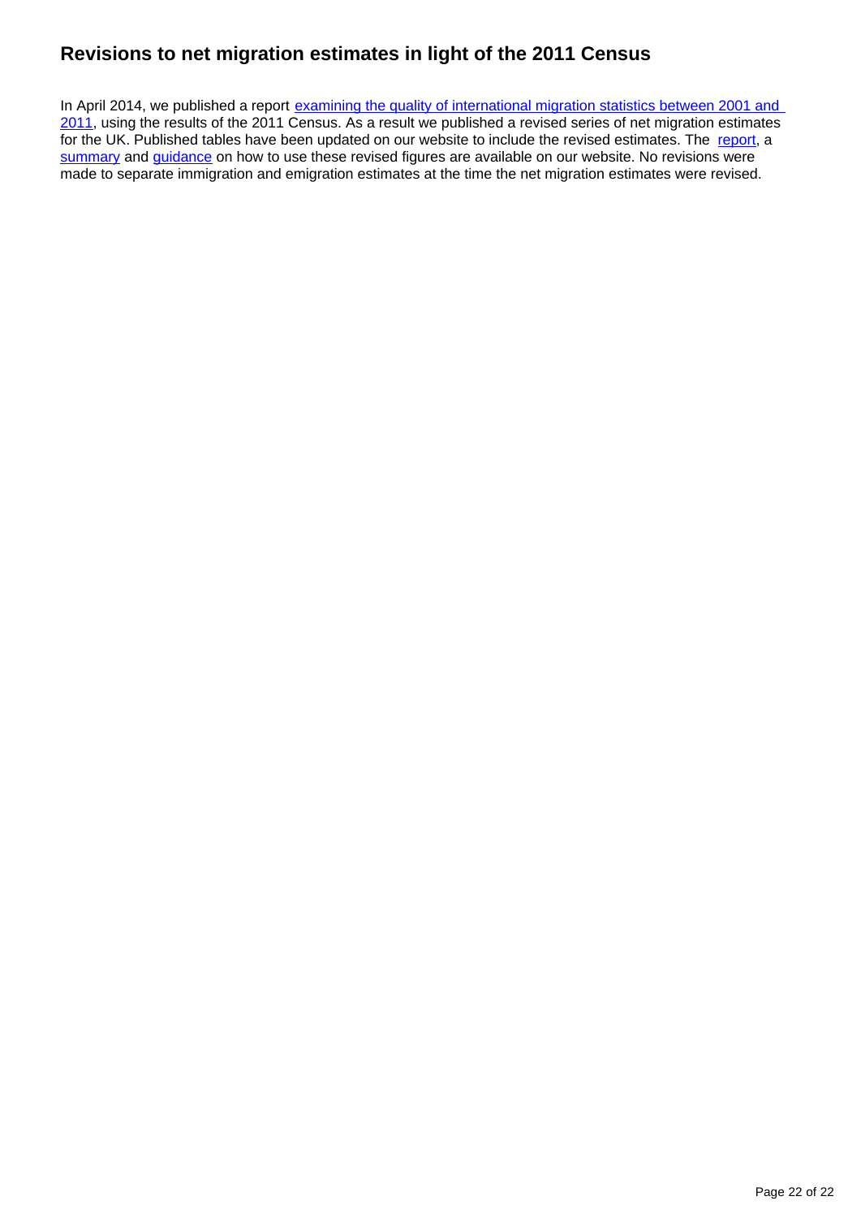## Revisions to net migration estimates in light of the 2011 Census

In April 2014, we published a report examining the quality of international migration statistics between 2001 and 2011, using the results of the 2011 Census. As a result we published a revised series of net migration estimates for the UK. Published tables have been updated on our website to include the revised estimates. The report, a summary and guidance on how to use these revised figures are available on our website. No revisions were made to separate immigration and emigration estimates at the time the net migration estimates were revised.